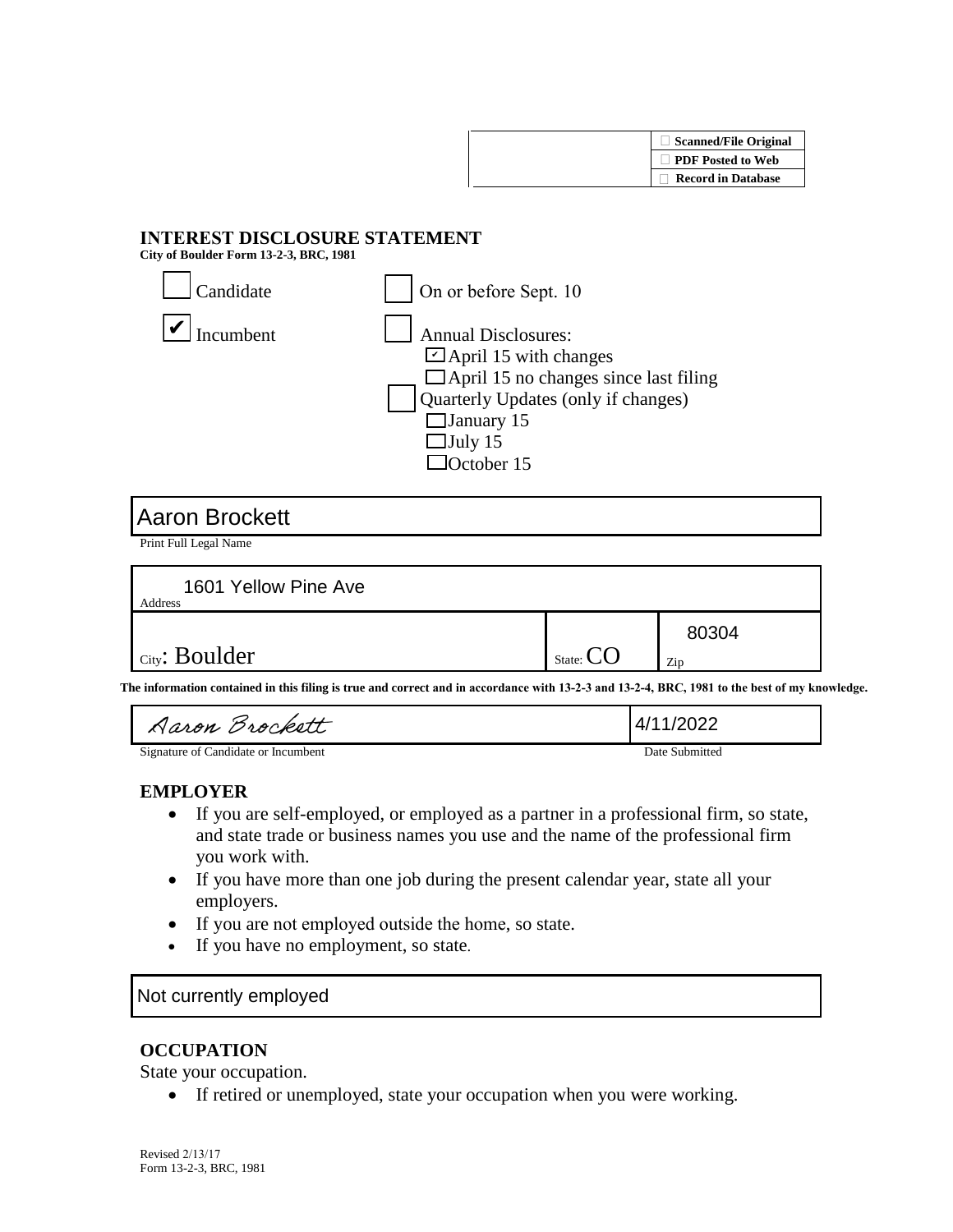| | |
|---|---|
| | ☐ Scanned/File Original |
| | ☐ PDF Posted to Web |
| | ☐ Record in Database |

## INTEREST DISCLOSURE STATEMENT

**City of Boulder Form 13-2-3, BRC, 1981**

☐ Candidate

☑ Incumbent

☐ On or before Sept. 10

☐ Annual Disclosures:
- ☑ April 15 with changes
- ☐ April 15 no changes since last filing

☐ Quarterly Updates (only if changes)
- ☐ January 15
- ☐ July 15
- ☐ October 15

Print Full Legal Name: Aaron Brockett

Address: 1601 Yellow Pine Ave

City: Boulder | State: CO | Zip: 80304

**The information contained in this filing is true and correct and in accordance with 13-2-3 and 13-2-4, BRC, 1981 to the best of my knowledge.**

Signature of Candidate or Incumbent: Aaron Brockett | Date Submitted: 4/11/2022

### EMPLOYER

- If you are self-employed, or employed as a partner in a professional firm, so state, and state trade or business names you use and the name of the professional firm you work with.
- If you have more than one job during the present calendar year, state all your employers.
- If you are not employed outside the home, so state.
- If you have no employment, so state.

Not currently employed

### OCCUPATION

State your occupation.

- If retired or unemployed, state your occupation when you were working.

Revised 2/13/17
Form 13-2-3, BRC, 1981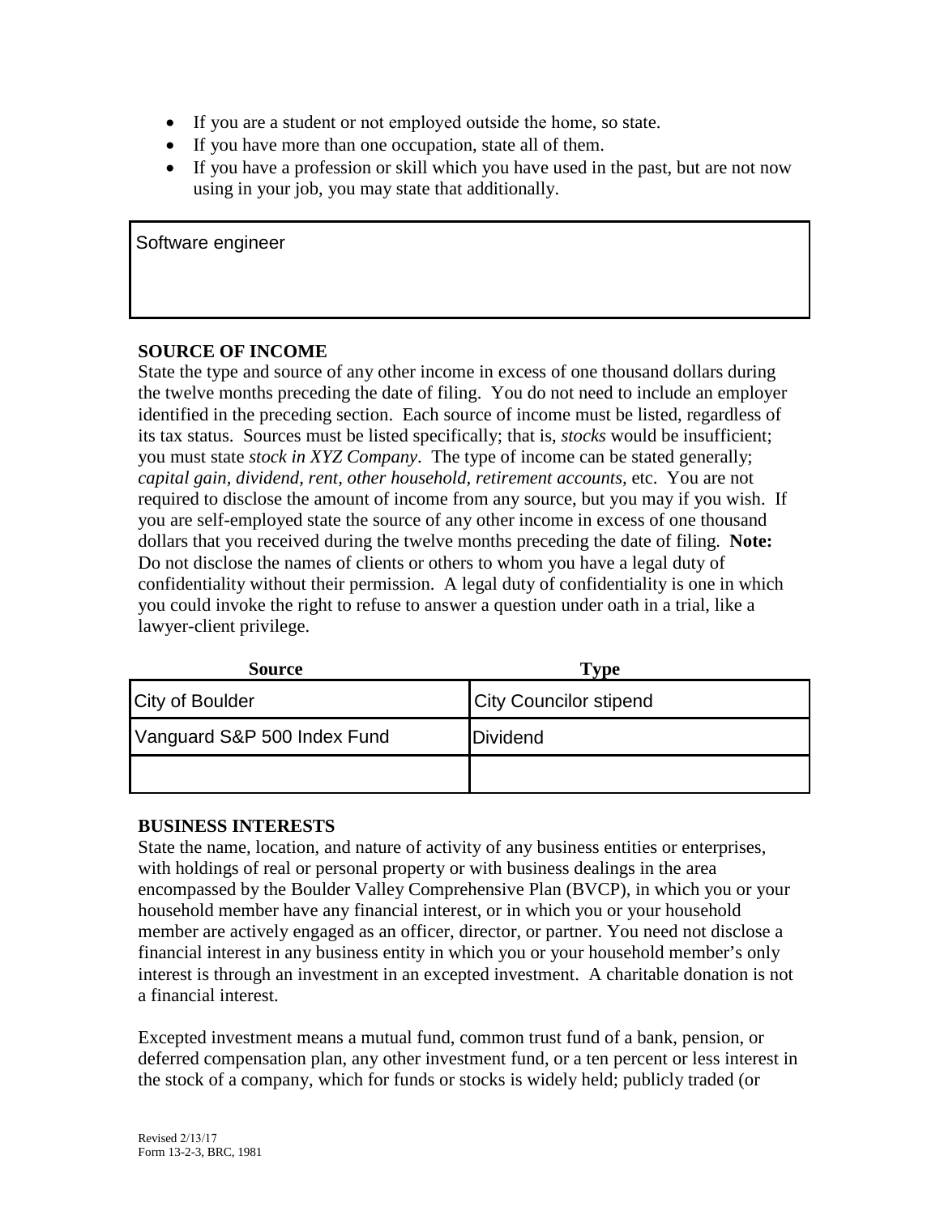- If you are a student or not employed outside the home, so state.
- If you have more than one occupation, state all of them.
- If you have a profession or skill which you have used in the past, but are not now using in your job, you may state that additionally.

| Software engineer |
|---|

**SOURCE OF INCOME**

State the type and source of any other income in excess of one thousand dollars during the twelve months preceding the date of filing. You do not need to include an employer identified in the preceding section. Each source of income must be listed, regardless of its tax status. Sources must be listed specifically; that is, *stocks* would be insufficient; you must state *stock in XYZ Company*. The type of income can be stated generally; *capital gain, dividend, rent, other household, retirement accounts,* etc. You are not required to disclose the amount of income from any source, but you may if you wish. If you are self-employed state the source of any other income in excess of one thousand dollars that you received during the twelve months preceding the date of filing. **Note:** Do not disclose the names of clients or others to whom you have a legal duty of confidentiality without their permission. A legal duty of confidentiality is one in which you could invoke the right to refuse to answer a question under oath in a trial, like a lawyer-client privilege.

| Source | Type |
|---|---|
| City of Boulder | City Councilor stipend |
| Vanguard S&P 500 Index Fund | Dividend |
| | |

**BUSINESS INTERESTS**

State the name, location, and nature of activity of any business entities or enterprises, with holdings of real or personal property or with business dealings in the area encompassed by the Boulder Valley Comprehensive Plan (BVCP), in which you or your household member have any financial interest, or in which you or your household member are actively engaged as an officer, director, or partner. You need not disclose a financial interest in any business entity in which you or your household member's only interest is through an investment in an excepted investment. A charitable donation is not a financial interest.

Excepted investment means a mutual fund, common trust fund of a bank, pension, or deferred compensation plan, any other investment fund, or a ten percent or less interest in the stock of a company, which for funds or stocks is widely held; publicly traded (or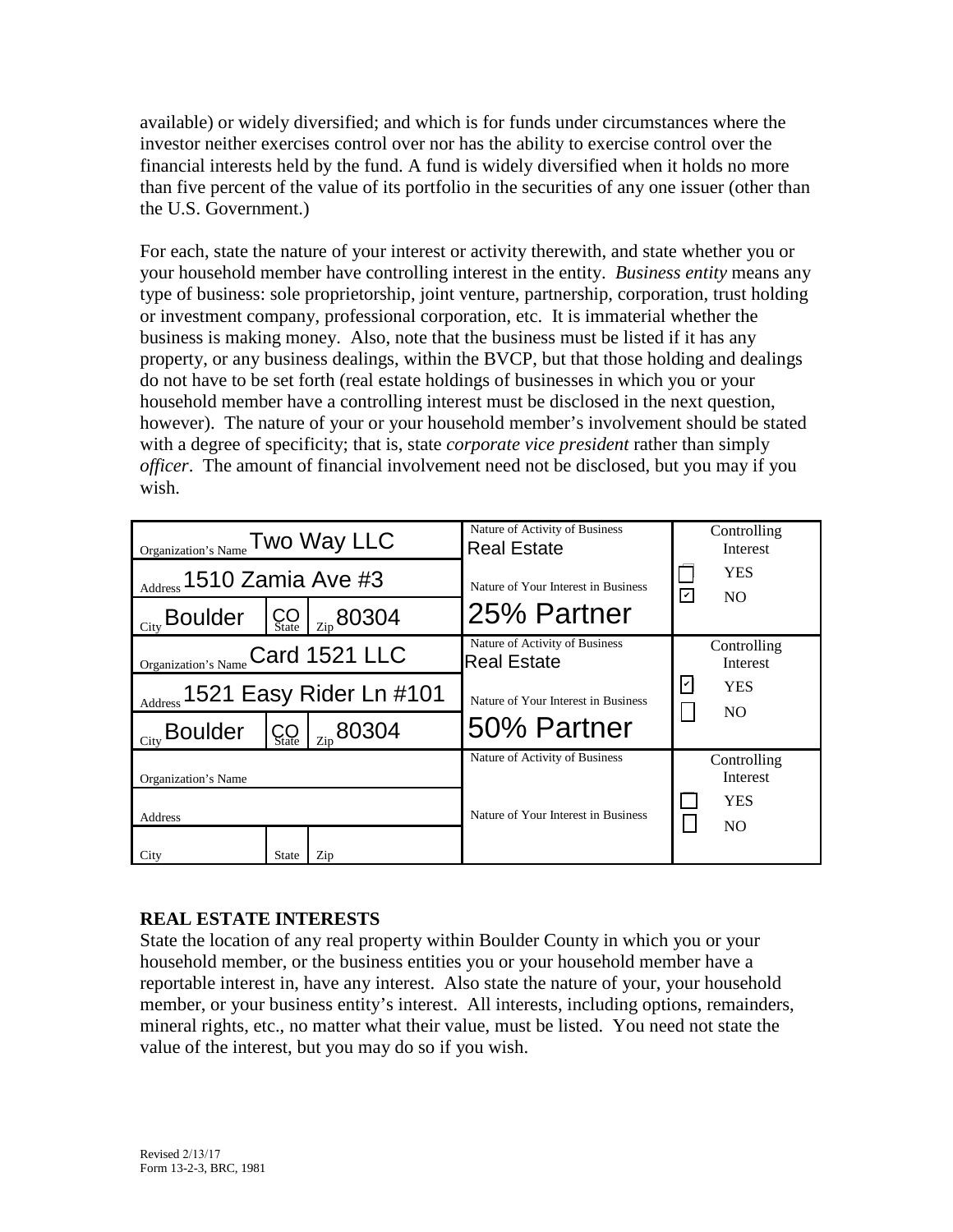available) or widely diversified; and which is for funds under circumstances where the investor neither exercises control over nor has the ability to exercise control over the financial interests held by the fund. A fund is widely diversified when it holds no more than five percent of the value of its portfolio in the securities of any one issuer (other than the U.S. Government.)

For each, state the nature of your interest or activity therewith, and state whether you or your household member have controlling interest in the entity. *Business entity* means any type of business: sole proprietorship, joint venture, partnership, corporation, trust holding or investment company, professional corporation, etc. It is immaterial whether the business is making money. Also, note that the business must be listed if it has any property, or any business dealings, within the BVCP, but that those holding and dealings do not have to be set forth (real estate holdings of businesses in which you or your household member have a controlling interest must be disclosed in the next question, however). The nature of your or your household member's involvement should be stated with a degree of specificity; that is, state *corporate vice president* rather than simply *officer*. The amount of financial involvement need not be disclosed, but you may if you wish.

| Organization's Name | Address | City | State | Zip | Nature of Activity of Business | Nature of Your Interest in Business | Controlling Interest |
|---|---|---|---|---|---|---|---|
| Two Way LLC | 1510 Zamia Ave #3 | Boulder | CO | 80304 | Real Estate | 25% Partner | ☐ YES ☑ NO |
| Card 1521 LLC | 1521 Easy Rider Ln #101 | Boulder | CO | 80304 | Real Estate | 50% Partner | ☑ YES ☐ NO |
| | | | | | | | ☐ YES ☐ NO |

**REAL ESTATE INTERESTS**

State the location of any real property within Boulder County in which you or your household member, or the business entities you or your household member have a reportable interest in, have any interest. Also state the nature of your, your household member, or your business entity's interest. All interests, including options, remainders, mineral rights, etc., no matter what their value, must be listed. You need not state the value of the interest, but you may do so if you wish.

Revised 2/13/17
Form 13-2-3, BRC, 1981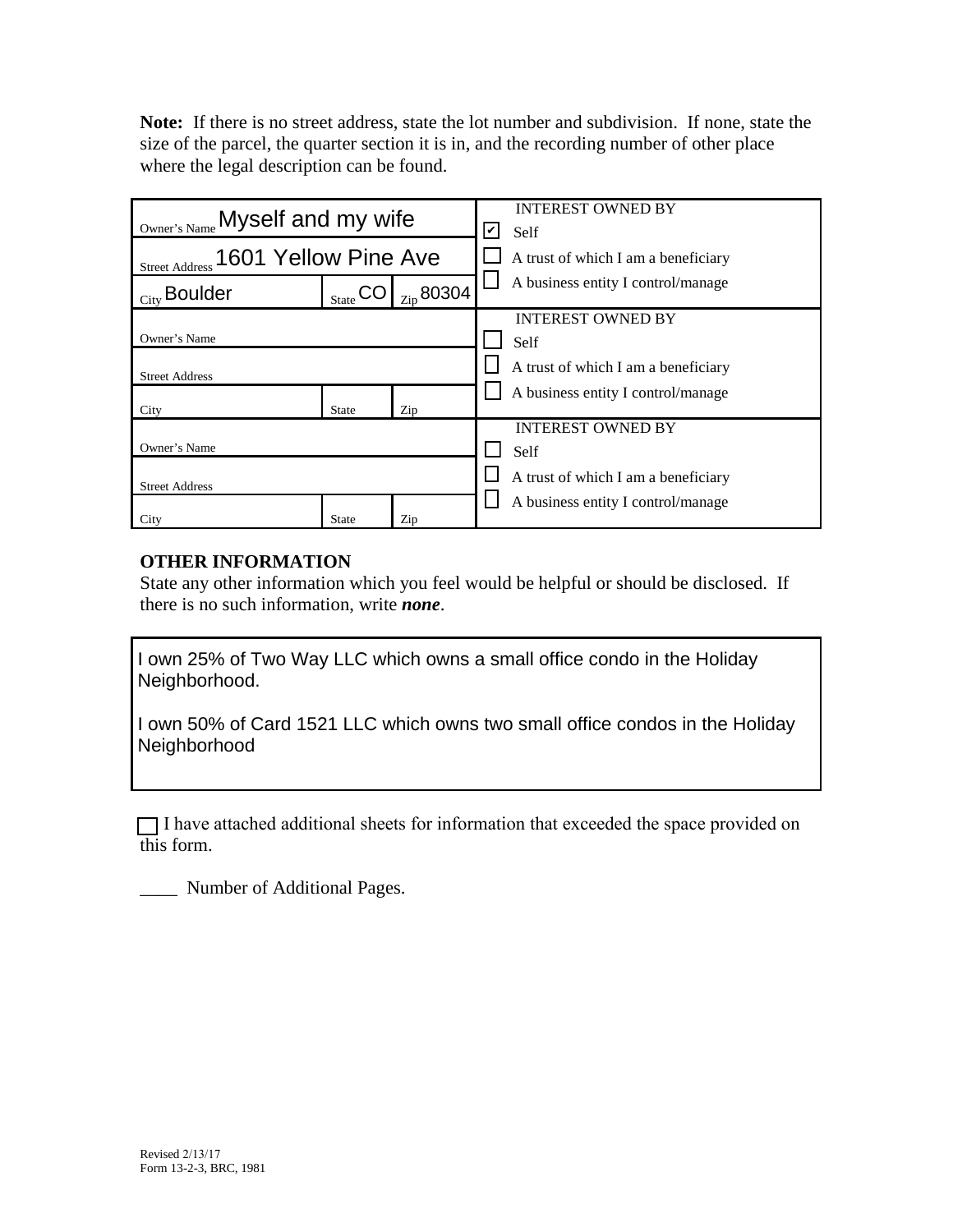**Note:** If there is no street address, state the lot number and subdivision. If none, state the size of the parcel, the quarter section it is in, and the recording number of other place where the legal description can be found.

| | | | |
|---|---|---|---|
| Owner's Name Myself and my wife | | | INTEREST OWNED BY<br>☑ Self<br>☐ A trust of which I am a beneficiary<br>☐ A business entity I control/manage |
| Street Address 1601 Yellow Pine Ave | | | |
| City Boulder | State CO | Zip 80304 | |
| Owner's Name | | | INTEREST OWNED BY<br>☐ Self<br>☐ A trust of which I am a beneficiary<br>☐ A business entity I control/manage |
| Street Address | | | |
| City | State | Zip | |
| Owner's Name | | | INTEREST OWNED BY<br>☐ Self<br>☐ A trust of which I am a beneficiary<br>☐ A business entity I control/manage |
| Street Address | | | |
| City | State | Zip | |

**OTHER INFORMATION**

State any other information which you feel would be helpful or should be disclosed. If there is no such information, write ***none***.

I own 25% of Two Way LLC which owns a small office condo in the Holiday Neighborhood.

I own 50% of Card 1521 LLC which owns two small office condos in the Holiday Neighborhood

☐ I have attached additional sheets for information that exceeded the space provided on this form.

____ Number of Additional Pages.

Revised 2/13/17
Form 13-2-3, BRC, 1981